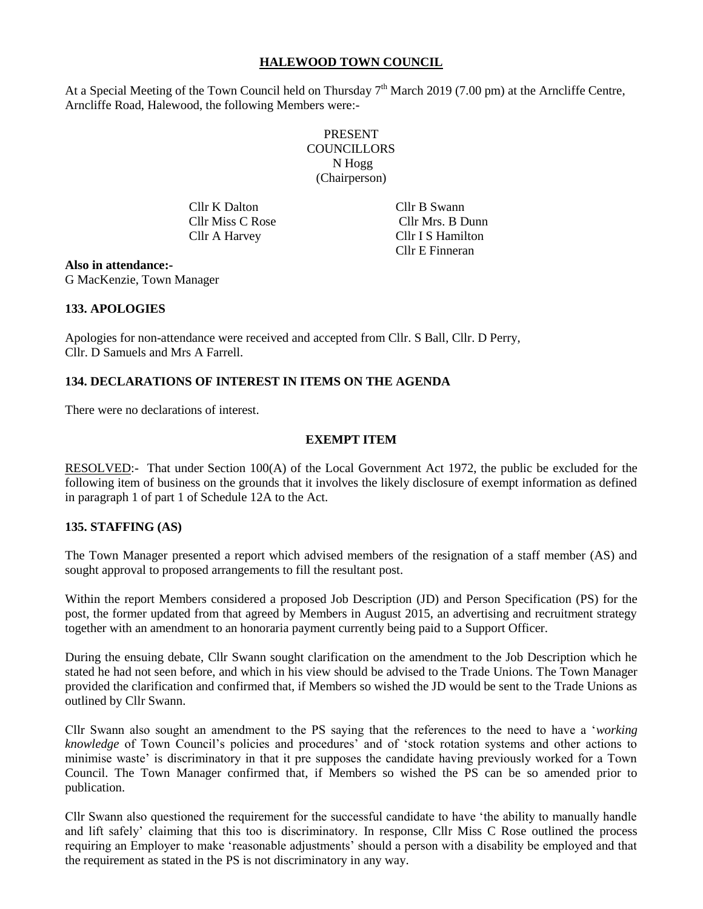# HALEWOOD TOWN COUNCIL

At a Special Meeting of the Town Council held on Thursday 7th March 2019 (7.00 pm) at the Arncliffe Centre, Arncliffe Road, Halewood, the following Members were:-

PRESENT
COUNCILLORS
N Hogg
(Chairperson)

Cllr K Dalton
Cllr Miss C Rose
Cllr A Harvey
Cllr B Swann
Cllr Mrs. B Dunn
Cllr I S Hamilton
Cllr E Finneran

**Also in attendance:-**
G MacKenzie, Town Manager

### 133. APOLOGIES

Apologies for non-attendance were received and accepted from Cllr. S Ball, Cllr. D Perry, Cllr. D Samuels and Mrs A Farrell.

### 134. DECLARATIONS OF INTEREST IN ITEMS ON THE AGENDA

There were no declarations of interest.

### EXEMPT ITEM

RESOLVED:- That under Section 100(A) of the Local Government Act 1972, the public be excluded for the following item of business on the grounds that it involves the likely disclosure of exempt information as defined in paragraph 1 of part 1 of Schedule 12A to the Act.

### 135. STAFFING (AS)

The Town Manager presented a report which advised members of the resignation of a staff member (AS) and sought approval to proposed arrangements to fill the resultant post.

Within the report Members considered a proposed Job Description (JD) and Person Specification (PS) for the post, the former updated from that agreed by Members in August 2015, an advertising and recruitment strategy together with an amendment to an honoraria payment currently being paid to a Support Officer.

During the ensuing debate, Cllr Swann sought clarification on the amendment to the Job Description which he stated he had not seen before, and which in his view should be advised to the Trade Unions. The Town Manager provided the clarification and confirmed that, if Members so wished the JD would be sent to the Trade Unions as outlined by Cllr Swann.

Cllr Swann also sought an amendment to the PS saying that the references to the need to have a '*working knowledge* of Town Council's policies and procedures' and of 'stock rotation systems and other actions to minimise waste' is discriminatory in that it pre supposes the candidate having previously worked for a Town Council. The Town Manager confirmed that, if Members so wished the PS can be so amended prior to publication.

Cllr Swann also questioned the requirement for the successful candidate to have 'the ability to manually handle and lift safely' claiming that this too is discriminatory. In response, Cllr Miss C Rose outlined the process requiring an Employer to make 'reasonable adjustments' should a person with a disability be employed and that the requirement as stated in the PS is not discriminatory in any way.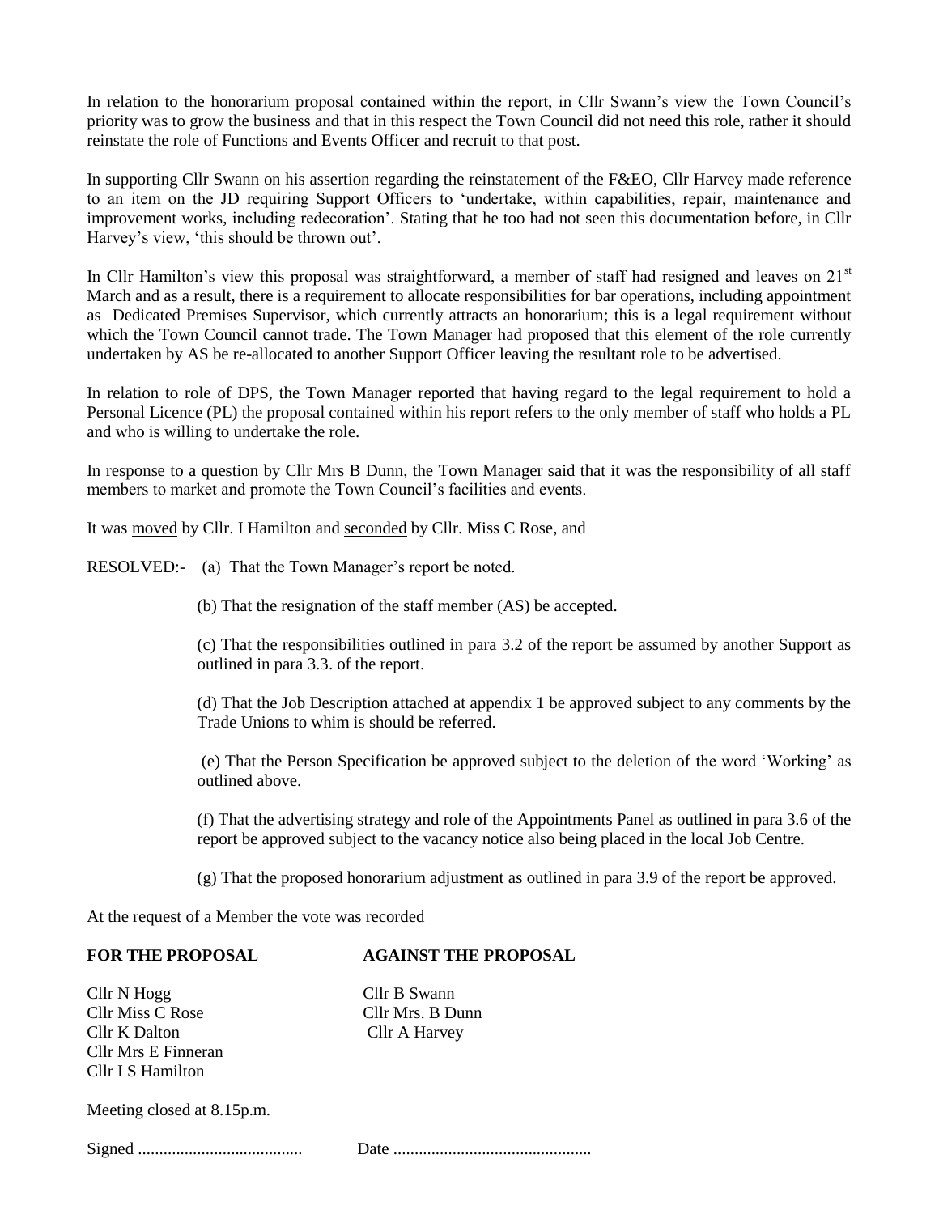In relation to the honorarium proposal contained within the report, in Cllr Swann's view the Town Council's priority was to grow the business and that in this respect the Town Council did not need this role, rather it should reinstate the role of Functions and Events Officer and recruit to that post.

In supporting Cllr Swann on his assertion regarding the reinstatement of the F&EO, Cllr Harvey made reference to an item on the JD requiring Support Officers to 'undertake, within capabilities, repair, maintenance and improvement works, including redecoration'. Stating that he too had not seen this documentation before, in Cllr Harvey's view, 'this should be thrown out'.

In Cllr Hamilton's view this proposal was straightforward, a member of staff had resigned and leaves on 21st March and as a result, there is a requirement to allocate responsibilities for bar operations, including appointment as Dedicated Premises Supervisor, which currently attracts an honorarium; this is a legal requirement without which the Town Council cannot trade. The Town Manager had proposed that this element of the role currently undertaken by AS be re-allocated to another Support Officer leaving the resultant role to be advertised.

In relation to role of DPS, the Town Manager reported that having regard to the legal requirement to hold a Personal Licence (PL) the proposal contained within his report refers to the only member of staff who holds a PL and who is willing to undertake the role.

In response to a question by Cllr Mrs B Dunn, the Town Manager said that it was the responsibility of all staff members to market and promote the Town Council's facilities and events.

It was moved by Cllr. I Hamilton and seconded by Cllr. Miss C Rose, and

RESOLVED:- (a) That the Town Manager's report be noted.

(b) That the resignation of the staff member (AS) be accepted.

(c) That the responsibilities outlined in para 3.2 of the report be assumed by another Support as outlined in para 3.3. of the report.

(d) That the Job Description attached at appendix 1 be approved subject to any comments by the Trade Unions to whim is should be referred.

(e) That the Person Specification be approved subject to the deletion of the word 'Working' as outlined above.

(f) That the advertising strategy and role of the Appointments Panel as outlined in para 3.6 of the report be approved subject to the vacancy notice also being placed in the local Job Centre.

(g) That the proposed honorarium adjustment as outlined in para 3.9 of the report be approved.

At the request of a Member the vote was recorded

| **FOR THE PROPOSAL** | **AGAINST THE PROPOSAL** |
|---|---|
| Cllr N Hogg | Cllr B Swann |
| Cllr Miss C Rose | Cllr Mrs. B Dunn |
| Cllr K Dalton | Cllr A Harvey |
| Cllr Mrs E Finneran | |
| Cllr I S Hamilton | |

Meeting closed at 8.15p.m.

Signed ....................................... Date ...............................................